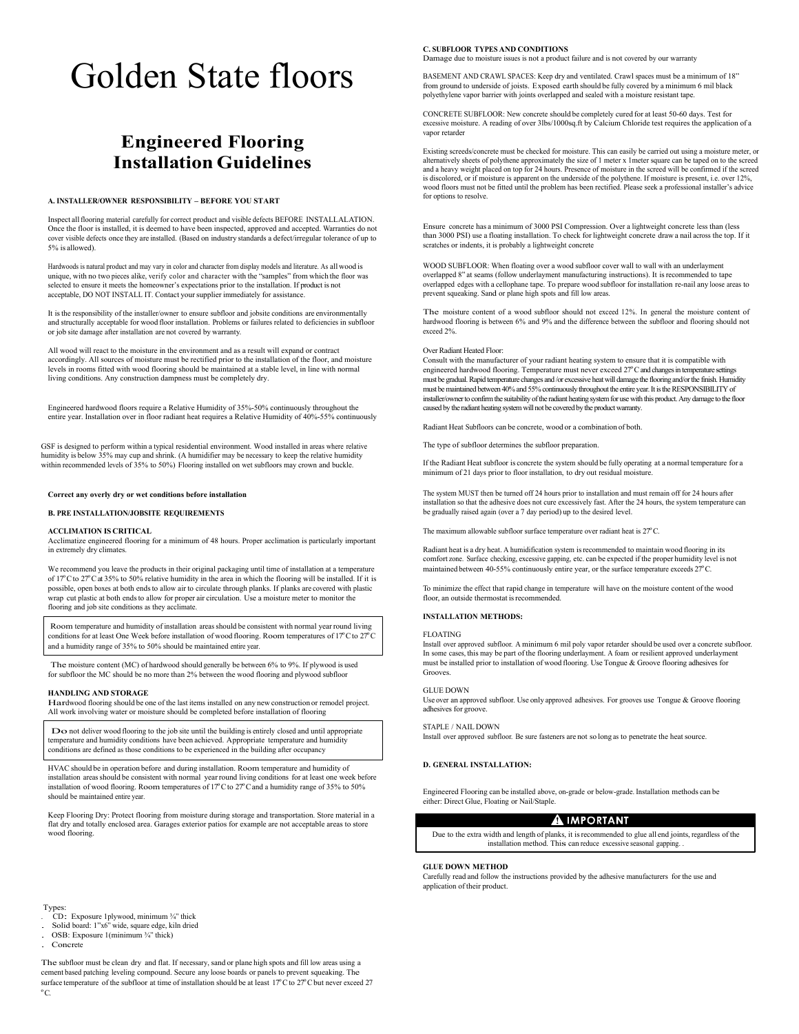# Golden State floors

## Engineered Flooring Installation Guidelines

### A. INSTALLER/OWNER RESPONSIBILITY – BEFORE YOU START

Inspect all flooring material carefully for correct product and visible defects BEFORE INSTALLALATION. Once the floor is installed, it is deemed to have been inspected, approved and accepted. Warranties do not cover visible defects once they are installed. (Based on industry standards a defect/irregular tolerance of up to 5% is allowed).

Hardwoods is natural product and may vary in color and character from display models and literature. As all wood is unique, with no two pieces alike, verify color and character with the "samples" from which the floor was selected to ensure it meets the homeowner's expectations prior to the installation. If product is not acceptable, DO NOT INSTALL IT. Contact your supplier immediately for assistance.

It is the responsibility of the installer/owner to ensure subfloor and jobsite conditions are environmentally and structurally acceptable for wood floor installation. Problems or failures related to deficiencies in subfloor or job site damage after installation are not covered by warranty.

All wood will react to the moisture in the environment and as a result will expand or contract accordingly. All sources of moisture must be rectified prior to the installation of the floor, and moisture levels in rooms fitted with wood flooring should be maintained at a stable level, in line with normal living conditions. Any construction dampness must be completely dry.

Engineered hardwood floors require a Relative Humidity of 35%-50% continuously throughout the entire year. Installation over in floor radiant heat requires a Relative Humidity of 40%-55% continuously

GSF is designed to perform within a typical residential environment. Wood installed in areas where relative humidity is below 35% may cup and shrink. (A humidifier may be necessary to keep the relative humidity within recommended levels of 35% to 50%) Flooring installed on wet subfloors may crown and buckle.

**Correct any overly dry or wet conditions before installation**

### B. PRE INSTALLATION/JOBSITE REQUIREMENTS

**ACCLIMATION IS CRITICAL**

Acclimatize engineered flooring for a minimum of 48 hours. Proper acclimation is particularly important in extremely dry climates.

We recommend you leave the products in their original packaging until time of installation at a temperature of 17°C to 27°C at 35% to 50% relative humidity in the area in which the flooring will be installed. If it is possible, open boxes at both ends to allow air to circulate through planks. If planks are covered with plastic wrap cut plastic at both ends to allow for proper air circulation. Use a moisture meter to monitor the flooring and job site conditions as they acclimate.

Room temperature and humidity of installation areas should be consistent with normal year round living conditions for at least One Week before installation of wood flooring. Room temperatures of 17°C to 27°C and a humidity range of 35% to 50% should be maintained entire year.

The moisture content (MC) of hardwood should generally be between 6% to 9%. If plywood is used for subfloor the MC should be no more than 2% between the wood flooring and plywood subfloor

**HANDLING AND STORAGE**

Hardwood flooring should be one of the last items installed on any new construction or remodel project. All work involving water or moisture should be completed before installation of flooring

Do not deliver wood flooring to the job site until the building is entirely closed and until appropriate temperature and humidity conditions have been achieved. Appropriate temperature and humidity conditions are defined as those conditions to be experienced in the building after occupancy

HVAC should be in operation before and during installation. Room temperature and humidity of installation areas should be consistent with normal year round living conditions for at least one week before installation of wood flooring. Room temperatures of 17°C to 27°C and a humidity range of 35% to 50% should be maintained entire year.

Keep Flooring Dry: Protect flooring from moisture during storage and transportation. Store material in a flat dry and totally enclosed area. Garages exterior patios for example are not acceptable areas to store wood flooring.

Types:

- CD: Exposure 1plywood, minimum ¾" thick
- Solid board: 1"x6" wide, square edge, kiln dried
- OSB: Exposure 1(minimum ¾" thick)
- Concrete

The subfloor must be clean dry and flat. If necessary, sand or plane high spots and fill low areas using a cement based patching leveling compound. Secure any loose boards or panels to prevent squeaking. The surface temperature of the subfloor at time of installation should be at least 17°C to 27°C but never exceed 27 °C.

### C. SUBFLOOR TYPES AND CONDITIONS

Damage due to moisture issues is not a product failure and is not covered by our warranty

BASEMENT AND CRAWL SPACES: Keep dry and ventilated. Crawl spaces must be a minimum of 18" from ground to underside of joists. Exposed earth should be fully covered by a minimum 6 mil black polyethylene vapor barrier with joints overlapped and sealed with a moisture resistant tape.

CONCRETE SUBFLOOR: New concrete should be completely cured for at least 50-60 days. Test for excessive moisture. A reading of over 3lbs/1000sq.ft by Calcium Chloride test requires the application of a vapor retarder

Existing screeds/concrete must be checked for moisture. This can easily be carried out using a moisture meter, or alternatively sheets of polythene approximately the size of 1 meter x 1meter square can be taped on to the screed and a heavy weight placed on top for 24 hours. Presence of moisture in the screed will be confirmed if the screed is discolored, or if moisture is apparent on the underside of the polythene. If moisture is present, i.e. over 12%, wood floors must not be fitted until the problem has been rectified. Please seek a professional installer's advice for options to resolve.

Ensure concrete has a minimum of 3000 PSI Compression. Over a lightweight concrete less than (less than 3000 PSI) use a floating installation. To check for lightweight concrete draw a nail across the top. If it scratches or indents, it is probably a lightweight concrete

WOOD SUBFLOOR: When floating over a wood subfloor cover wall to wall with an underlayment overlapped 8" at seams (follow underlayment manufacturing instructions). It is recommended to tape overlapped edges with a cellophane tape. To prepare wood subfloor for installation re-nail any loose areas to prevent squeaking. Sand or plane high spots and fill low areas.

The moisture content of a wood subfloor should not exceed 12%. In general the moisture content of hardwood flooring is between 6% and 9% and the difference between the subfloor and flooring should not exceed 2%.

Over Radiant Heated Floor:

Consult with the manufacturer of your radiant heating system to ensure that it is compatible with engineered hardwood flooring. Temperature must never exceed 27°C and changes in temperature settings must be gradual. Rapid temperature changes and /or excessive heat will damage the flooring and/or the finish. Humidity must be maintained between 40% and 55% continuously throughout the entire year. It is the RESPONSIBILITY of installer/owner to confirm the suitability of the radiant heating system for use with this product. Any damage to the floor caused by the radiant heating system will not be covered by the product warranty.

Radiant Heat Subfloors can be concrete, wood or a combination of both.

The type of subfloor determines the subfloor preparation.

If the Radiant Heat subfloor is concrete the system should be fully operating at a normal temperature for a minimum of 21 days prior to floor installation, to dry out residual moisture.

The system MUST then be turned off 24 hours prior to installation and must remain off for 24 hours after installation so that the adhesive does not cure excessively fast. After the 24 hours, the system temperature can be gradually raised again (over a 7 day period) up to the desired level.

The maximum allowable subfloor surface temperature over radiant heat is 27°C.

Radiant heat is a dry heat. A humidification system is recommended to maintain wood flooring in its comfort zone. Surface checking, excessive gapping, etc. can be expected if the proper humidity level is not maintained between 40-55% continuously entire year, or the surface temperature exceeds 27°C.

To minimize the effect that rapid change in temperature will have on the moisture content of the wood floor, an outside thermostat is recommended.

**INSTALLATION METHODS:**

FLOATING

Install over approved subfloor. A minimum 6 mil poly vapor retarder should be used over a concrete subfloor. In some cases, this may be part of the flooring underlayment. A foam or resilient approved underlayment must be installed prior to installation of wood flooring. Use Tongue & Groove flooring adhesives for Grooves.

GLUE DOWN

Use over an approved subfloor. Use only approved adhesives. For grooves use Tongue & Groove flooring adhesives for groove.

STAPLE / NAIL DOWN

Install over approved subfloor. Be sure fasteners are not so long as to penetrate the heat source.

### D. GENERAL INSTALLATION:

Engineered Flooring can be installed above, on-grade or below-grade. Installation methods can be either: Direct Glue, Floating or Nail/Staple.

**⚠ IMPORTANT**

Due to the extra width and length of planks, it is recommended to glue all end joints, regardless of the installation method. This can reduce excessive seasonal gapping. .

**GLUE DOWN METHOD**

Carefully read and follow the instructions provided by the adhesive manufacturers for the use and application of their product.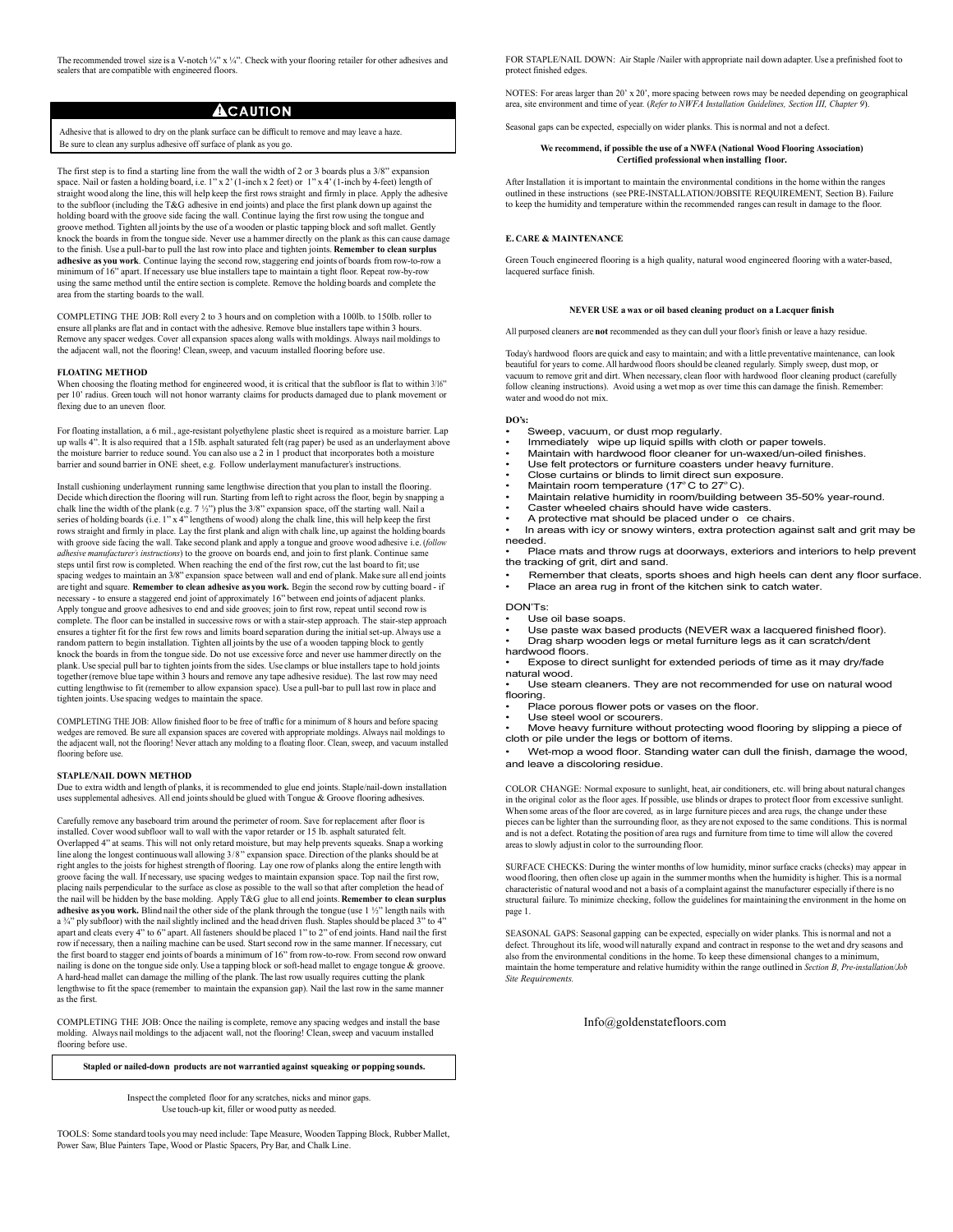The recommended trowel size is a V-notch ¼" x ¼". Check with your flooring retailer for other adhesives and sealers that are compatible with engineered floors.

**⚠CAUTION**

Adhesive that is allowed to dry on the plank surface can be difficult to remove and may leave a haze. Be sure to clean any surplus adhesive off surface of plank as you go.

The first step is to find a starting line from the wall the width of 2 or 3 boards plus a 3/8" expansion space. Nail or fasten a holding board, i.e. 1" x 2' (1-inch x 2 feet) or 1" x 4' (1-inch by 4-feet) length of straight wood along the line, this will help keep the first rows straight and firmly in place. Apply the adhesive to the subfloor (including the T&G adhesive in end joints) and place the first plank down up against the holding board with the groove side facing the wall. Continue laying the first row using the tongue and groove method. Tighten all joints by the use of a wooden or plastic tapping block and soft mallet. Gently knock the boards in from the tongue side. Never use a hammer directly on the plank as this can cause damage to the finish. Use a pull-bar to pull the last row into place and tighten joints. **Remember to clean surplus adhesive as you work**. Continue laying the second row, staggering end joints of boards from row-to-row a minimum of 16" apart. If necessary use blue installers tape to maintain a tight floor. Repeat row-by-row using the same method until the entire section is complete. Remove the holding boards and complete the area from the starting boards to the wall.

COMPLETING THE JOB: Roll every 2 to 3 hours and on completion with a 100lb. to 150lb. roller to ensure all planks are flat and in contact with the adhesive. Remove blue installers tape within 3 hours. Remove any spacer wedges. Cover all expansion spaces along walls with moldings. Always nail moldings to the adjacent wall, not the flooring! Clean, sweep, and vacuum installed flooring before use.

**FLOATING METHOD**

When choosing the floating method for engineered wood, it is critical that the subfloor is flat to within 3/16" per 10' radius. Green touch will not honor warranty claims for products damaged due to plank movement or flexing due to an uneven floor.

For floating installation, a 6 mil., age-resistant polyethylene plastic sheet is required as a moisture barrier. Lap up walls 4". It is also required that a 15lb. asphalt saturated felt (rag paper) be used as an underlayment above the moisture barrier to reduce sound. You can also use a 2 in 1 product that incorporates both a moisture barrier and sound barrier in ONE sheet, e.g. Follow underlayment manufacturer's instructions.

Install cushioning underlayment running same lengthwise direction that you plan to install the flooring. Decide which direction the flooring will run. Starting from left to right across the floor, begin by snapping a chalk line the width of the plank (e.g. 7 ½") plus the 3/8" expansion space, off the starting wall. Nail a series of holding boards (i.e. 1" x 4" lengthens of wood) along the chalk line, this will help keep the first rows straight and firmly in place. Lay the first plank and align with chalk line, up against the holding boards with groove side facing the wall. Take second plank and apply a tongue and groove wood adhesive i.e. (*follow adhesive manufacturer's instructions*) to the groove on boards end, and join to first plank. Continue same steps until first row is completed. When reaching the end of the first row, cut the last board to fit; use spacing wedges to maintain an 3/8" expansion space between wall and end of plank. Make sure all end joints are tight and square. **Remember to clean adhesive as you work.** Begin the second row by cutting board - if necessary - to ensure a staggered end joint of approximately 16" between end joints of adjacent planks. Apply tongue and groove adhesives to end and side grooves; join to first row, repeat until second row is complete. The floor can be installed in successive rows or with a stair-step approach. The stair-step approach ensures a tighter fit for the first few rows and limits board separation during the initial set-up. Always use a random pattern to begin installation. Tighten all joints by the use of a wooden tapping block to gently knock the boards in from the tongue side. Do not use excessive force and never use hammer directly on the plank. Use special pull bar to tighten joints from the sides. Use clamps or blue installers tape to hold joints together (remove blue tape within 3 hours and remove any tape adhesive residue). The last row may need cutting lengthwise to fit (remember to allow expansion space). Use a pull-bar to pull last row in place and tighten joints. Use spacing wedges to maintain the space.

COMPLETING THE JOB: Allow finished floor to be free of traffic for a minimum of 8 hours and before spacing wedges are removed. Be sure all expansion spaces are covered with appropriate moldings. Always nail moldings to the adjacent wall, not the flooring! Never attach any molding to a floating floor. Clean, sweep, and vacuum installed flooring before use.

**STAPLE/NAIL DOWN METHOD**

Due to extra width and length of planks, it is recommended to glue end joints. Staple/nail-down installation uses supplemental adhesives. All end joints should be glued with Tongue & Groove flooring adhesives.

Carefully remove any baseboard trim around the perimeter of room. Save for replacement after floor is installed. Cover wood subfloor wall to wall with the vapor retarder or 15 lb. asphalt saturated felt. Overlapped 4" at seams. This will not only retard moisture, but may help prevents squeaks. Snap a working line along the longest continuous wall allowing 3/8" expansion space. Direction of the planks should be at right angles to the joists for highest strength of flooring. Lay one row of planks along the entire length with groove facing the wall. If necessary, use spacing wedges to maintain expansion space. Top nail the first row, placing nails perpendicular to the surface as close as possible to the wall so that after completion the head of the nail will be hidden by the base molding. Apply T&G glue to all end joints. **Remember to clean surplus adhesive as you work.** Blind nail the other side of the plank through the tongue (use 1 ½" length nails with a ¾" ply subfloor) with the nail slightly inclined and the head driven flush. Staples should be placed 3" to 4" apart and cleats every 4" to 6" apart. All fasteners should be placed 1" to 2" of end joints. Hand nail the first row if necessary, then a nailing machine can be used. Start second row in the same manner. If necessary, cut the first board to stagger end joints of boards a minimum of 16" from row-to-row. From second row onward nailing is done on the tongue side only. Use a tapping block or soft-head mallet to engage tongue & groove. A hard-head mallet can damage the milling of the plank. The last row usually requires cutting the plank lengthwise to fit the space (remember to maintain the expansion gap). Nail the last row in the same manner as the first.

COMPLETING THE JOB: Once the nailing is complete, remove any spacing wedges and install the base molding. Always nail moldings to the adjacent wall, not the flooring! Clean, sweep and vacuum installed flooring before use.

**Stapled or nailed-down products are not warrantied against squeaking or popping sounds.**

Inspect the completed floor for any scratches, nicks and minor gaps.
Use touch-up kit, filler or wood putty as needed.

TOOLS: Some standard tools you may need include: Tape Measure, Wooden Tapping Block, Rubber Mallet, Power Saw, Blue Painters Tape, Wood or Plastic Spacers, Pry Bar, and Chalk Line.

FOR STAPLE/NAIL DOWN: Air Staple /Nailer with appropriate nail down adapter. Use a prefinished foot to protect finished edges.

NOTES: For areas larger than 20' x 20', more spacing between rows may be needed depending on geographical area, site environment and time of year. (*Refer to NWFA Installation Guidelines, Section III, Chapter 9*).

Seasonal gaps can be expected, especially on wider planks. This is normal and not a defect.

**We recommend, if possible the use of a NWFA (National Wood Flooring Association) Certified professional when installing floor.**

After Installation it is important to maintain the environmental conditions in the home within the ranges outlined in these instructions (see PRE-INSTALLATION/JOBSITE REQUIREMENT, Section B). Failure to keep the humidity and temperature within the recommended ranges can result in damage to the floor.

**E. CARE & MAINTENANCE**

Green Touch engineered flooring is a high quality, natural wood engineered flooring with a water-based, lacquered surface finish.

**NEVER USE a wax or oil based cleaning product on a Lacquer finish**

All purposed cleaners are **not** recommended as they can dull your floor's finish or leave a hazy residue.

Today's hardwood floors are quick and easy to maintain; and with a little preventative maintenance, can look beautiful for years to come. All hardwood floors should be cleaned regularly. Simply sweep, dust mop, or vacuum to remove grit and dirt. When necessary, clean floor with hardwood floor cleaning product (carefully follow cleaning instructions). Avoid using a wet mop as over time this can damage the finish. Remember: water and wood do not mix.

**DO's:**

- Sweep, vacuum, or dust mop regularly.
- Immediately wipe up liquid spills with cloth or paper towels.
- Maintain with hardwood floor cleaner for un-waxed/un-oiled finishes.
- Use felt protectors or furniture coasters under heavy furniture.
- Close curtains or blinds to limit direct sun exposure.
- Maintain room temperature (17° C to 27° C).
- Maintain relative humidity in room/building between 35-50% year-round.
- Caster wheeled chairs should have wide casters.
- A protective mat should be placed under o ce chairs.
- In areas with icy or snowy winters, extra protection against salt and grit may be needed.
- Place mats and throw rugs at doorways, exteriors and interiors to help prevent the tracking of grit, dirt and sand.
- Remember that cleats, sports shoes and high heels can dent any floor surface.
- Place an area rug in front of the kitchen sink to catch water.

DON'Ts:

- Use oil base soaps.
- Use paste wax based products (NEVER wax a lacquered finished floor).
- Drag sharp wooden legs or metal furniture legs as it can scratch/dent hardwood floors.
- Expose to direct sunlight for extended periods of time as it may dry/fade natural wood.
- Use steam cleaners. They are not recommended for use on natural wood flooring.
- Place porous flower pots or vases on the floor.
- Use steel wool or scourers.
- Move heavy furniture without protecting wood flooring by slipping a piece of cloth or pile under the legs or bottom of items.
- Wet-mop a wood floor. Standing water can dull the finish, damage the wood, and leave a discoloring residue.

COLOR CHANGE: Normal exposure to sunlight, heat, air conditioners, etc. will bring about natural changes in the original color as the floor ages. If possible, use blinds or drapes to protect floor from excessive sunlight. When some areas of the floor are covered, as in large furniture pieces and area rugs, the change under these pieces can be lighter than the surrounding floor, as they are not exposed to the same conditions. This is normal and is not a defect. Rotating the position of area rugs and furniture from time to time will allow the covered areas to slowly adjust in color to the surrounding floor.

SURFACE CHECKS: During the winter months of low humidity, minor surface cracks (checks) may appear in wood flooring, then often close up again in the summer months when the humidity is higher. This is a normal characteristic of natural wood and not a basis of a complaint against the manufacturer especially if there is no structural failure. To minimize checking, follow the guidelines for maintaining the environment in the home on page 1.

SEASONAL GAPS: Seasonal gapping can be expected, especially on wider planks. This is normal and not a defect. Throughout its life, wood will naturally expand and contract in response to the wet and dry seasons and also from the environmental conditions in the home. To keep these dimensional changes to a minimum, maintain the home temperature and relative humidity within the range outlined in *Section B, Pre-installation/Job Site Requirements.*

Info@goldenstatefloors.com